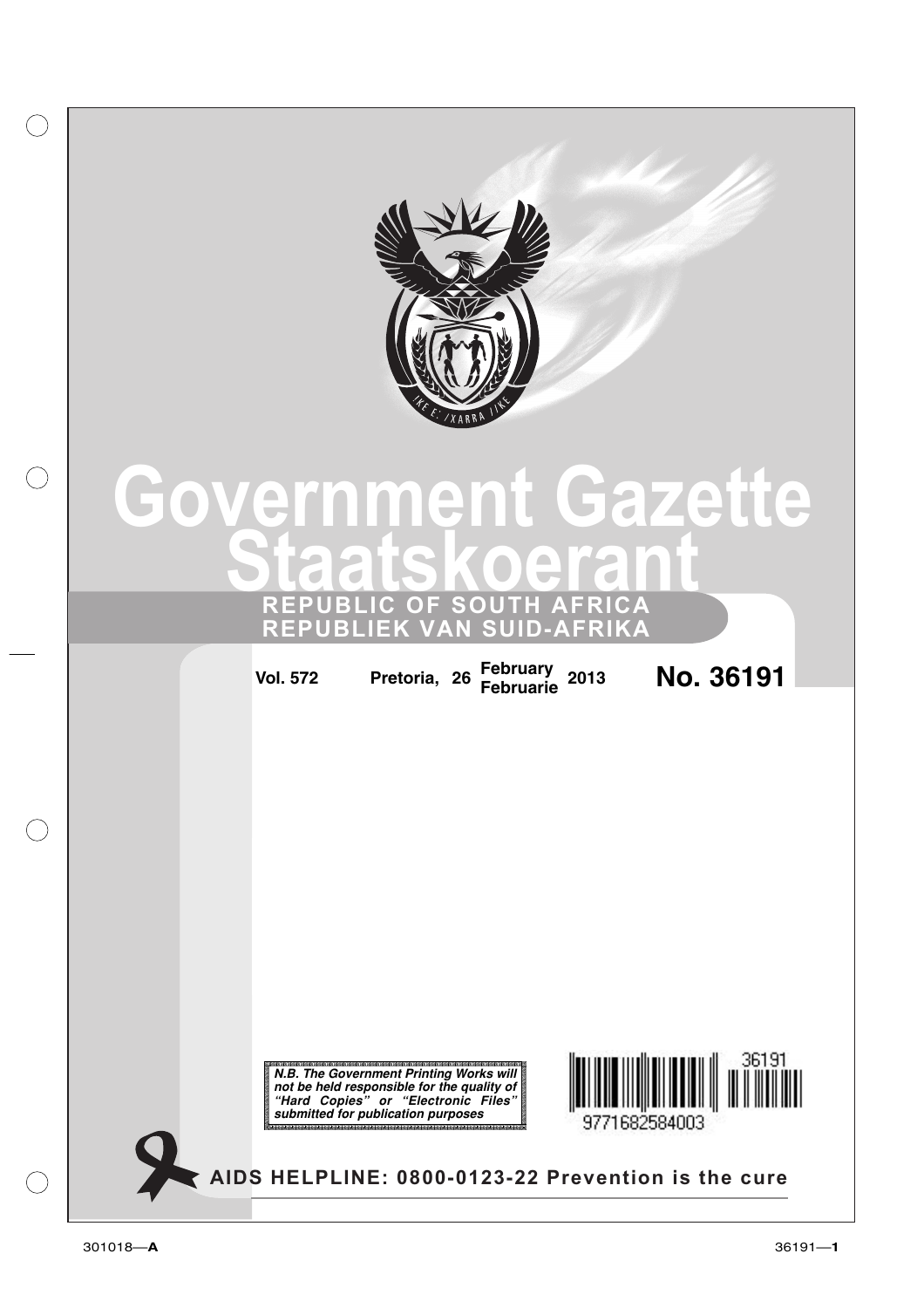# Government Gazette

# Staatskoerant

## REPUBLIC OF SOUTH AFRICA
## REPUBLIEK VAN SUID-AFRIKA

**Vol. 572** **Pretoria, 26 February Februarie 2013** **No. 36191**

***N.B. The Government Printing Works will not be held responsible for the quality of "Hard Copies" or "Electronic Files" submitted for publication purposes***

36191

9771682584003

**AIDS HELPLINE: 0800-0123-22 Prevention is the cure**

301018—**A**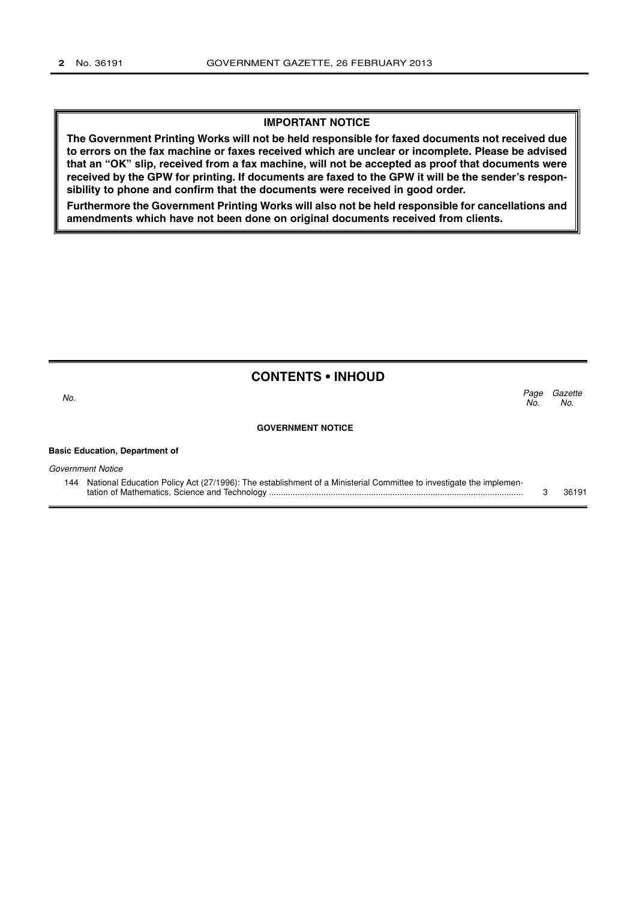**IMPORTANT NOTICE**

**The Government Printing Works will not be held responsible for faxed documents not received due to errors on the fax machine or faxes received which are unclear or incomplete. Please be advised that an "OK" slip, received from a fax machine, will not be accepted as proof that documents were received by the GPW for printing. If documents are faxed to the GPW it will be the sender's responsibility to phone and confirm that the documents were received in good order.**

**Furthermore the Government Printing Works will also not be held responsible for cancellations and amendments which have not been done on original documents received from clients.**

## CONTENTS • INHOUD

| *No.* | | *Page No.* | *Gazette No.* |
|---|---|---|---|
| | **GOVERNMENT NOTICE** | | |
| | **Basic Education, Department of** | | |
| | *Government Notice* | | |
| 144 | National Education Policy Act (27/1996): The establishment of a Ministerial Committee to investigate the implementation of Mathematics, Science and Technology | 3 | 36191 |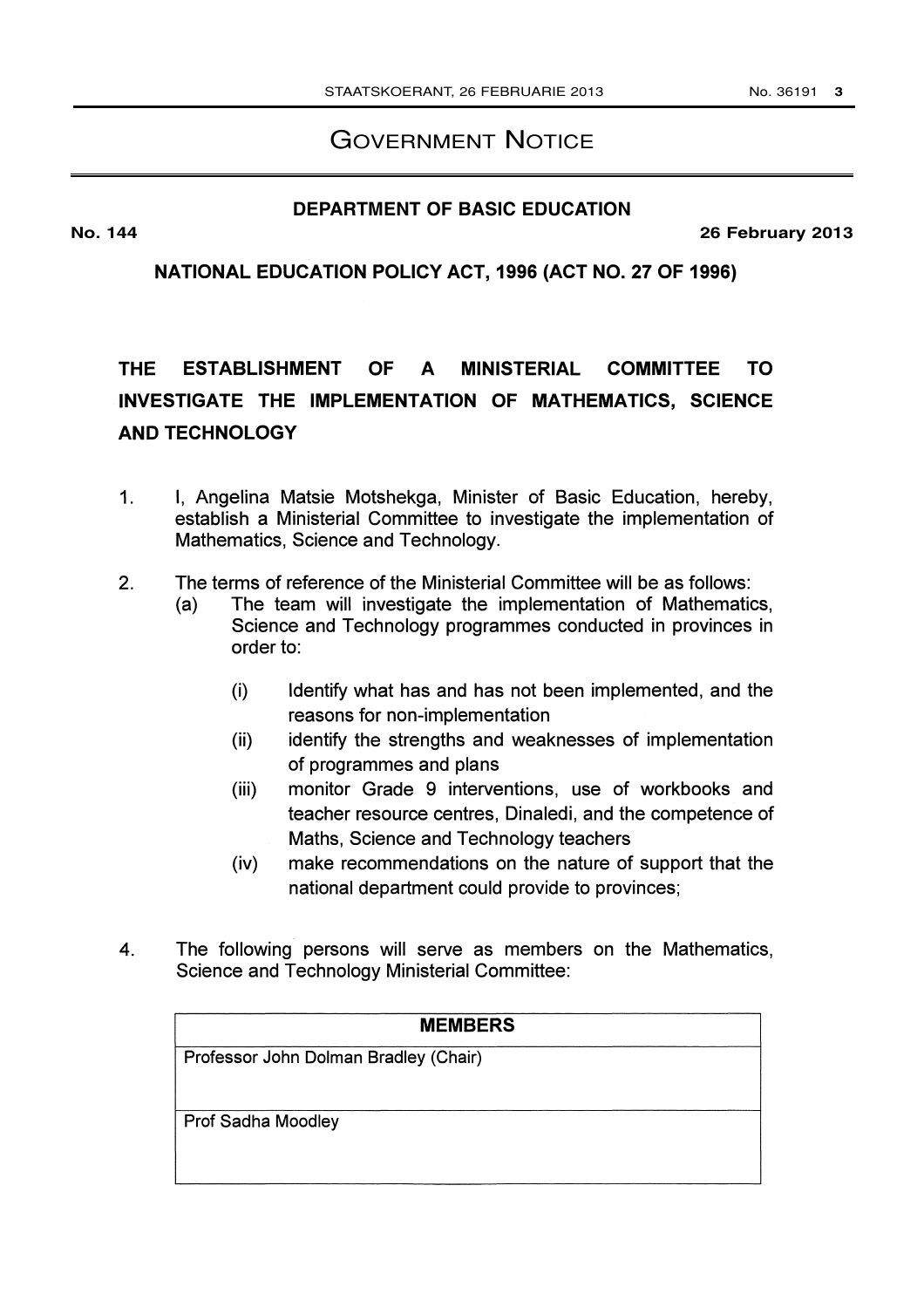# GOVERNMENT NOTICE

## DEPARTMENT OF BASIC EDUCATION

**No. 144** **26 February 2013**

**NATIONAL EDUCATION POLICY ACT, 1996 (ACT NO. 27 OF 1996)**

## THE ESTABLISHMENT OF A MINISTERIAL COMMITTEE TO INVESTIGATE THE IMPLEMENTATION OF MATHEMATICS, SCIENCE AND TECHNOLOGY

1. I, Angelina Matsie Motshekga, Minister of Basic Education, hereby, establish a Ministerial Committee to investigate the implementation of Mathematics, Science and Technology.

2. The terms of reference of the Ministerial Committee will be as follows:
   (a) The team will investigate the implementation of Mathematics, Science and Technology programmes conducted in provinces in order to:
      (i) Identify what has and has not been implemented, and the reasons for non-implementation
      (ii) identify the strengths and weaknesses of implementation of programmes and plans
      (iii) monitor Grade 9 interventions, use of workbooks and teacher resource centres, Dinaledi, and the competence of Maths, Science and Technology teachers
      (iv) make recommendations on the nature of support that the national department could provide to provinces;

4. The following persons will serve as members on the Mathematics, Science and Technology Ministerial Committee:

| MEMBERS |
|---|
| Professor John Dolman Bradley (Chair) |
| Prof Sadha Moodley |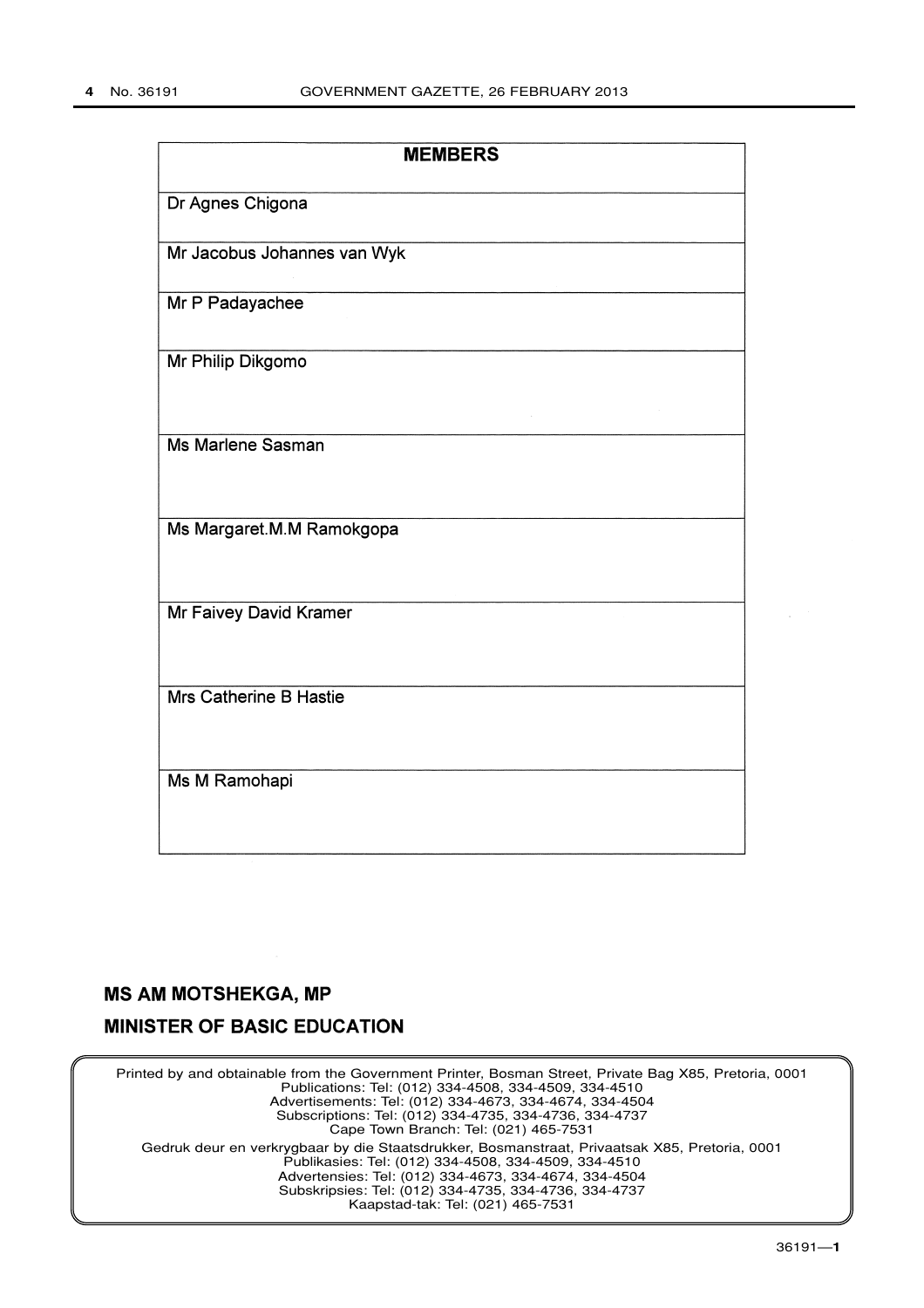| MEMBERS |
| --- |
| Dr Agnes Chigona |
| Mr Jacobus Johannes van Wyk |
| Mr P Padayachee |
| Mr Philip Dikgomo |
| Ms Marlene Sasman |
| Ms Margaret.M.M Ramokgopa |
| Mr Faivey David Kramer |
| Mrs Catherine B Hastie |
| Ms M Ramohapi |

**MS AM MOTSHEKGA, MP**

**MINISTER OF BASIC EDUCATION**

Printed by and obtainable from the Government Printer, Bosman Street, Private Bag X85, Pretoria, 0001
Publications: Tel: (012) 334-4508, 334-4509, 334-4510
Advertisements: Tel: (012) 334-4673, 334-4674, 334-4504
Subscriptions: Tel: (012) 334-4735, 334-4736, 334-4737
Cape Town Branch: Tel: (021) 465-7531

Gedruk deur en verkrygbaar by die Staatsdrukker, Bosmanstraat, Privaatsak X85, Pretoria, 0001
Publikasies: Tel: (012) 334-4508, 334-4509, 334-4510
Advertensies: Tel: (012) 334-4673, 334-4674, 334-4504
Subskripsies: Tel: (012) 334-4735, 334-4736, 334-4737
Kaapstad-tak: Tel: (021) 465-7531